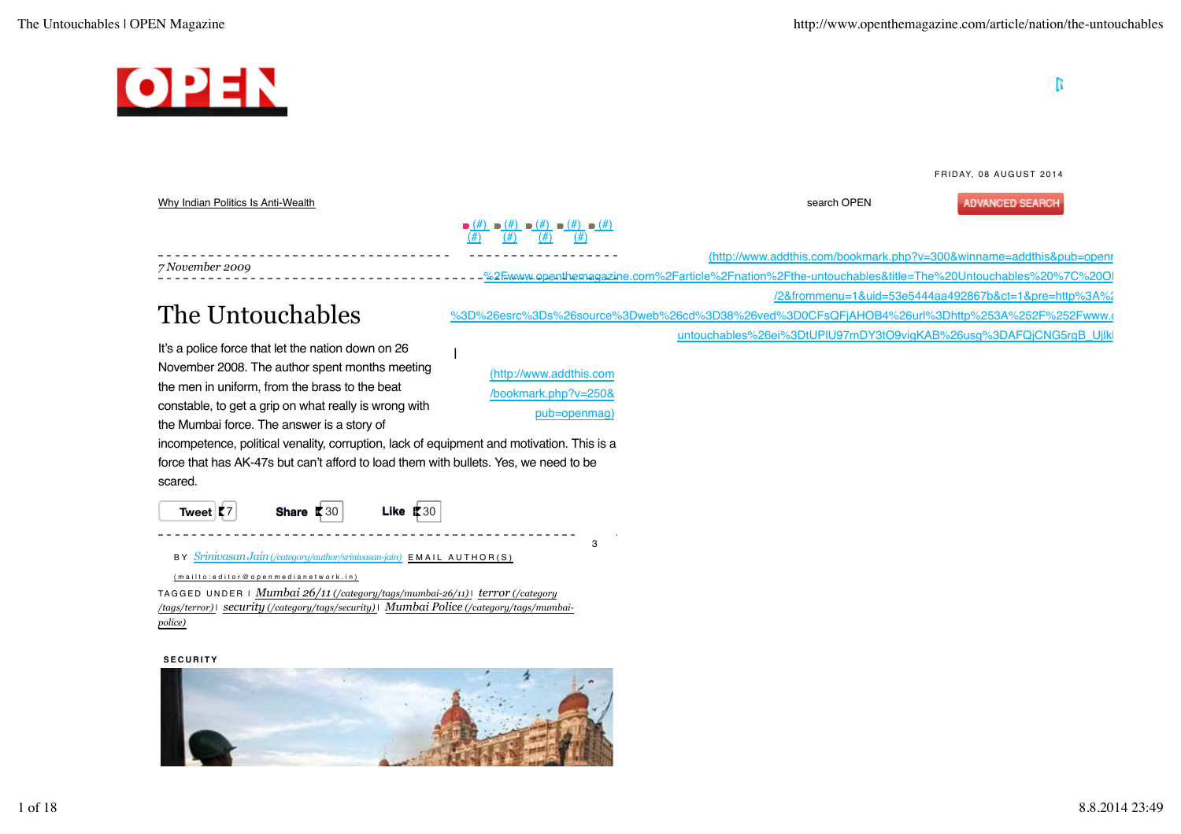FRIDAY, 08 AUGUST 2014

Why Indian Politics Is Anti-Wealth

search OPEN

ADVANCED SEARCH

*7 November 2009*

# The Untouchables

It's a police force that let the nation down on 26 November 2008. The author spent months meeting the men in uniform, from the brass to the beat constable, to get a grip on what really is wrong with the Mumbai force. The answer is a story of incompetence, political venality, corruption, lack of equipment and motivation. This is a force that has AK-47s but can't afford to load them with bullets. Yes, we need to be scared.

Tweet 7 Share 30 Like 30

BY *Srinivasan Jain (/category/author/srinivasan-jain)* EMAIL AUTHOR(S) (mailto:editor@openmedianetwork.in)

TAGGED UNDER | *Mumbai 26/11 (/category/tags/mumbai-26/11)* | *terror (/category/tags/terror)* | *security (/category/tags/security)* | *Mumbai Police (/category/tags/mumbai-police)*

**SECURITY**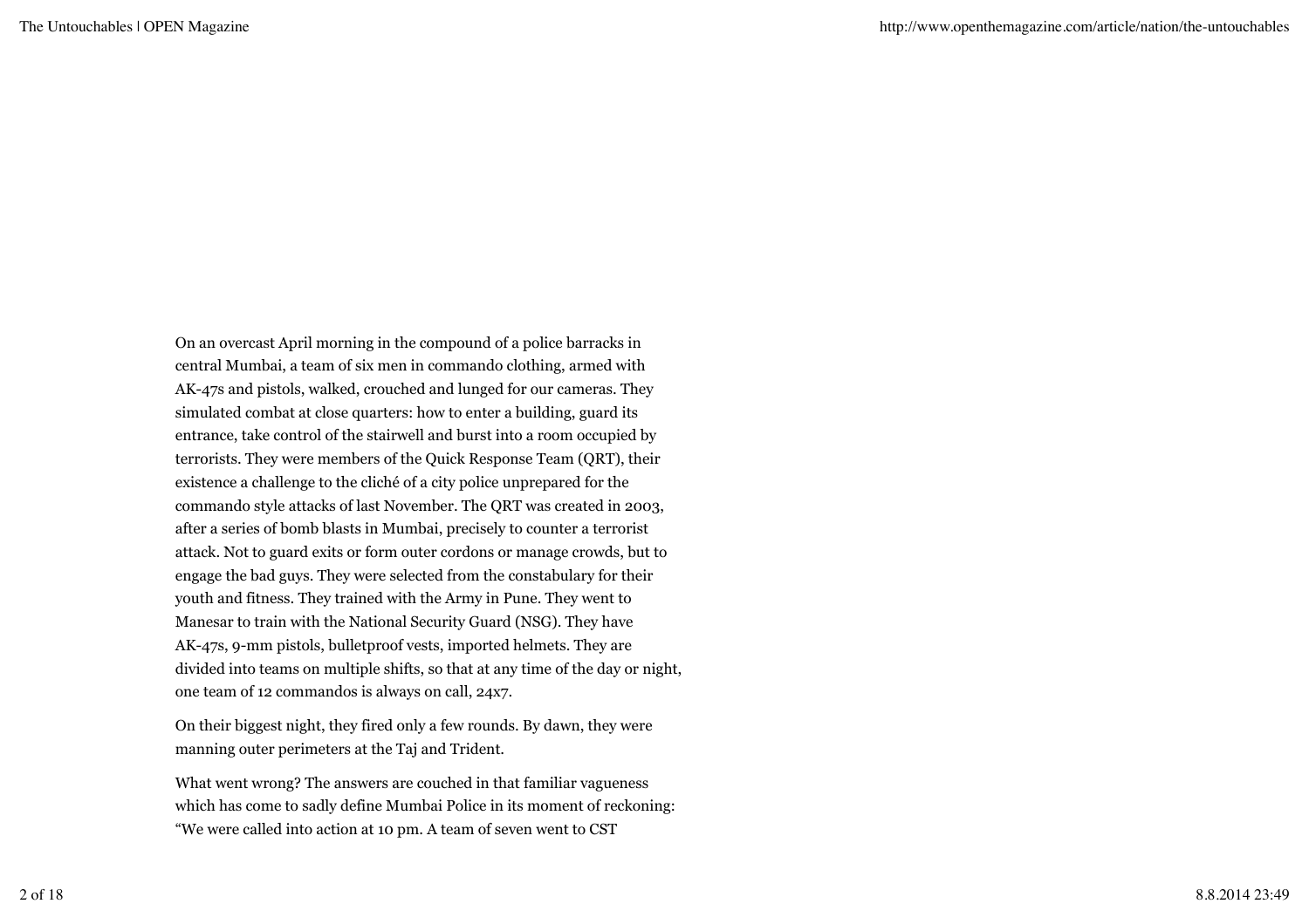On an overcast April morning in the compound of a police barracks in central Mumbai, a team of six men in commando clothing, armed with AK-47s and pistols, walked, crouched and lunged for our cameras. They simulated combat at close quarters: how to enter a building, guard its entrance, take control of the stairwell and burst into a room occupied by terrorists. They were members of the Quick Response Team (QRT), their existence a challenge to the cliché of a city police unprepared for the commando style attacks of last November. The QRT was created in 2003, after a series of bomb blasts in Mumbai, precisely to counter a terrorist attack. Not to guard exits or form outer cordons or manage crowds, but to engage the bad guys. They were selected from the constabulary for their youth and fitness. They trained with the Army in Pune. They went to Manesar to train with the National Security Guard (NSG). They have AK-47s, 9-mm pistols, bulletproof vests, imported helmets. They are divided into teams on multiple shifts, so that at any time of the day or night, one team of 12 commandos is always on call, 24x7.

On their biggest night, they fired only a few rounds. By dawn, they were manning outer perimeters at the Taj and Trident.

What went wrong? The answers are couched in that familiar vagueness which has come to sadly define Mumbai Police in its moment of reckoning: "We were called into action at 10 pm. A team of seven went to CST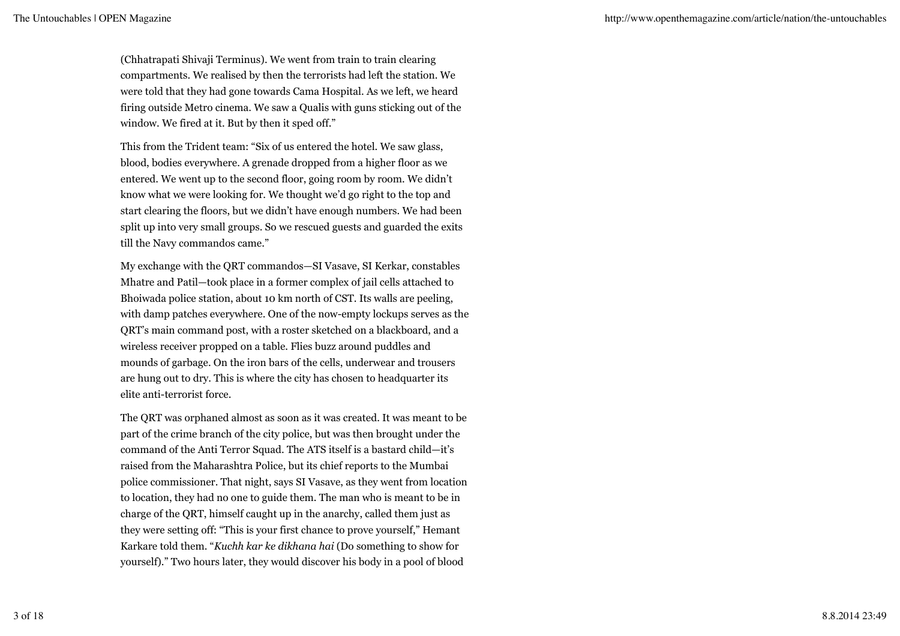(Chhatrapati Shivaji Terminus). We went from train to train clearing compartments. We realised by then the terrorists had left the station. We were told that they had gone towards Cama Hospital. As we left, we heard firing outside Metro cinema. We saw a Qualis with guns sticking out of the window. We fired at it. But by then it sped off."

This from the Trident team: "Six of us entered the hotel. We saw glass, blood, bodies everywhere. A grenade dropped from a higher floor as we entered. We went up to the second floor, going room by room. We didn't know what we were looking for. We thought we'd go right to the top and start clearing the floors, but we didn't have enough numbers. We had been split up into very small groups. So we rescued guests and guarded the exits till the Navy commandos came."

My exchange with the QRT commandos—SI Vasave, SI Kerkar, constables Mhatre and Patil—took place in a former complex of jail cells attached to Bhoiwada police station, about 10 km north of CST. Its walls are peeling, with damp patches everywhere. One of the now-empty lockups serves as the QRT's main command post, with a roster sketched on a blackboard, and a wireless receiver propped on a table. Flies buzz around puddles and mounds of garbage. On the iron bars of the cells, underwear and trousers are hung out to dry. This is where the city has chosen to headquarter its elite anti-terrorist force.

The QRT was orphaned almost as soon as it was created. It was meant to be part of the crime branch of the city police, but was then brought under the command of the Anti Terror Squad. The ATS itself is a bastard child—it's raised from the Maharashtra Police, but its chief reports to the Mumbai police commissioner. That night, says SI Vasave, as they went from location to location, they had no one to guide them. The man who is meant to be in charge of the QRT, himself caught up in the anarchy, called them just as they were setting off: "This is your first chance to prove yourself," Hemant Karkare told them. "*Kuchh kar ke dikhana hai* (Do something to show for yourself)." Two hours later, they would discover his body in a pool of blood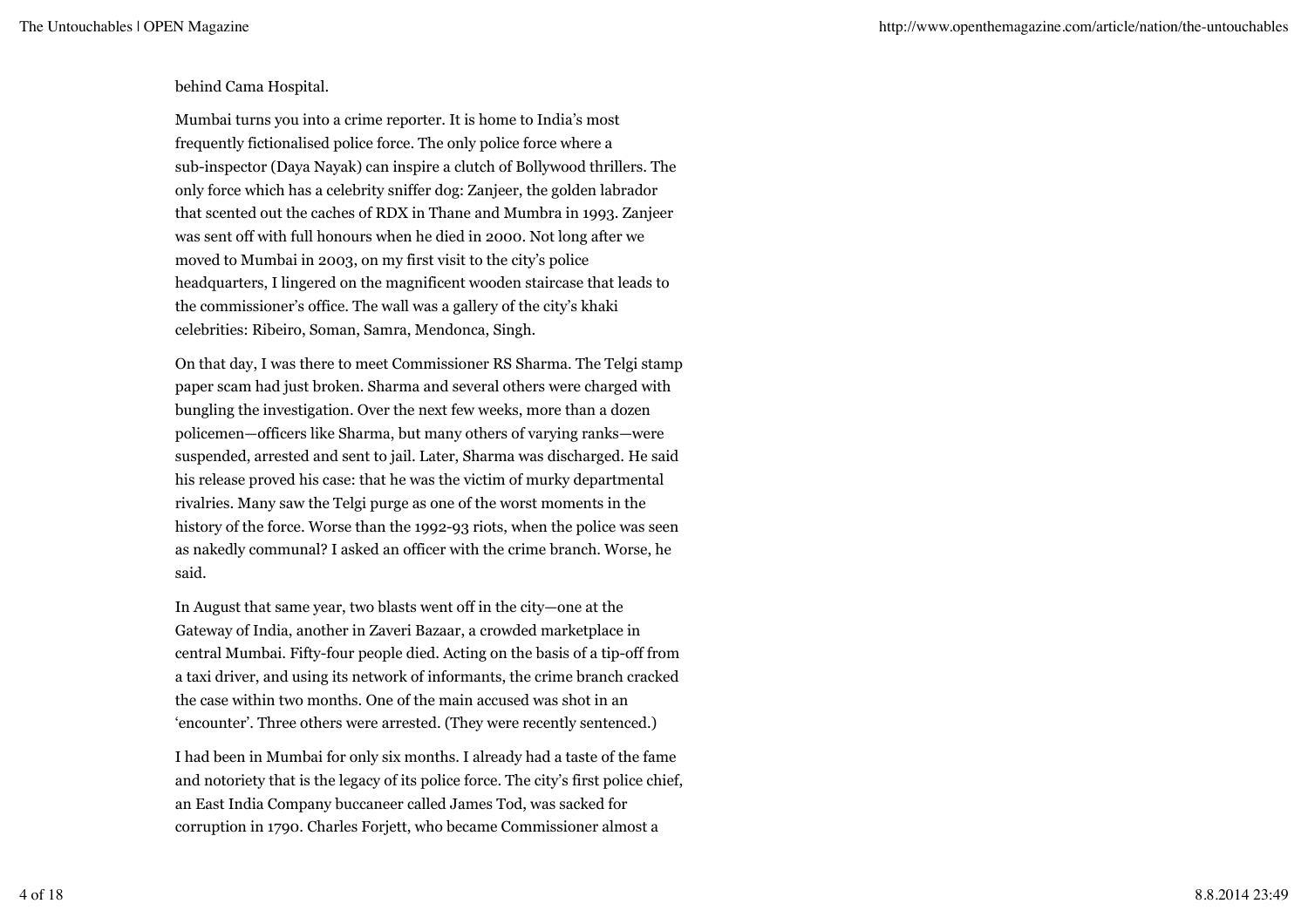behind Cama Hospital.

Mumbai turns you into a crime reporter. It is home to India's most frequently fictionalised police force. The only police force where a sub-inspector (Daya Nayak) can inspire a clutch of Bollywood thrillers. The only force which has a celebrity sniffer dog: Zanjeer, the golden labrador that scented out the caches of RDX in Thane and Mumbra in 1993. Zanjeer was sent off with full honours when he died in 2000. Not long after we moved to Mumbai in 2003, on my first visit to the city's police headquarters, I lingered on the magnificent wooden staircase that leads to the commissioner's office. The wall was a gallery of the city's khaki celebrities: Ribeiro, Soman, Samra, Mendonca, Singh.

On that day, I was there to meet Commissioner RS Sharma. The Telgi stamp paper scam had just broken. Sharma and several others were charged with bungling the investigation. Over the next few weeks, more than a dozen policemen—officers like Sharma, but many others of varying ranks—were suspended, arrested and sent to jail. Later, Sharma was discharged. He said his release proved his case: that he was the victim of murky departmental rivalries. Many saw the Telgi purge as one of the worst moments in the history of the force. Worse than the 1992-93 riots, when the police was seen as nakedly communal? I asked an officer with the crime branch. Worse, he said.

In August that same year, two blasts went off in the city—one at the Gateway of India, another in Zaveri Bazaar, a crowded marketplace in central Mumbai. Fifty-four people died. Acting on the basis of a tip-off from a taxi driver, and using its network of informants, the crime branch cracked the case within two months. One of the main accused was shot in an 'encounter'. Three others were arrested. (They were recently sentenced.)

I had been in Mumbai for only six months. I already had a taste of the fame and notoriety that is the legacy of its police force. The city's first police chief, an East India Company buccaneer called James Tod, was sacked for corruption in 1790. Charles Forjett, who became Commissioner almost a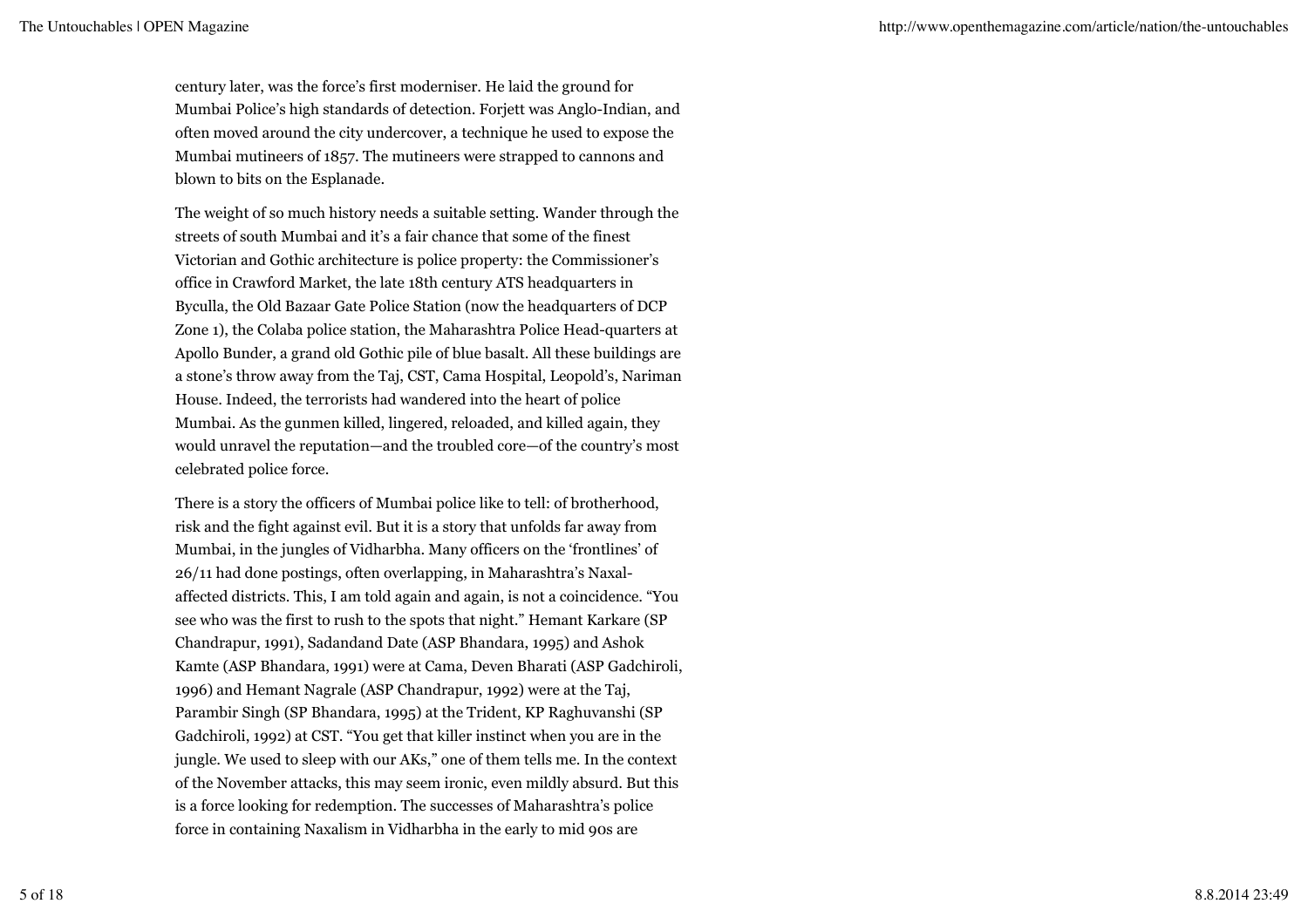century later, was the force's first moderniser. He laid the ground for Mumbai Police's high standards of detection. Forjett was Anglo-Indian, and often moved around the city undercover, a technique he used to expose the Mumbai mutineers of 1857. The mutineers were strapped to cannons and blown to bits on the Esplanade.

The weight of so much history needs a suitable setting. Wander through the streets of south Mumbai and it's a fair chance that some of the finest Victorian and Gothic architecture is police property: the Commissioner's office in Crawford Market, the late 18th century ATS headquarters in Byculla, the Old Bazaar Gate Police Station (now the headquarters of DCP Zone 1), the Colaba police station, the Maharashtra Police Head-quarters at Apollo Bunder, a grand old Gothic pile of blue basalt. All these buildings are a stone's throw away from the Taj, CST, Cama Hospital, Leopold's, Nariman House. Indeed, the terrorists had wandered into the heart of police Mumbai. As the gunmen killed, lingered, reloaded, and killed again, they would unravel the reputation—and the troubled core—of the country's most celebrated police force.

There is a story the officers of Mumbai police like to tell: of brotherhood, risk and the fight against evil. But it is a story that unfolds far away from Mumbai, in the jungles of Vidharbha. Many officers on the 'frontlines' of 26/11 had done postings, often overlapping, in Maharashtra's Naxal-affected districts. This, I am told again and again, is not a coincidence. "You see who was the first to rush to the spots that night." Hemant Karkare (SP Chandrapur, 1991), Sadandand Date (ASP Bhandara, 1995) and Ashok Kamte (ASP Bhandara, 1991) were at Cama, Deven Bharati (ASP Gadchiroli, 1996) and Hemant Nagrale (ASP Chandrapur, 1992) were at the Taj, Parambir Singh (SP Bhandara, 1995) at the Trident, KP Raghuvanshi (SP Gadchiroli, 1992) at CST. "You get that killer instinct when you are in the jungle. We used to sleep with our AKs," one of them tells me. In the context of the November attacks, this may seem ironic, even mildly absurd. But this is a force looking for redemption. The successes of Maharashtra's police force in containing Naxalism in Vidharbha in the early to mid 90s are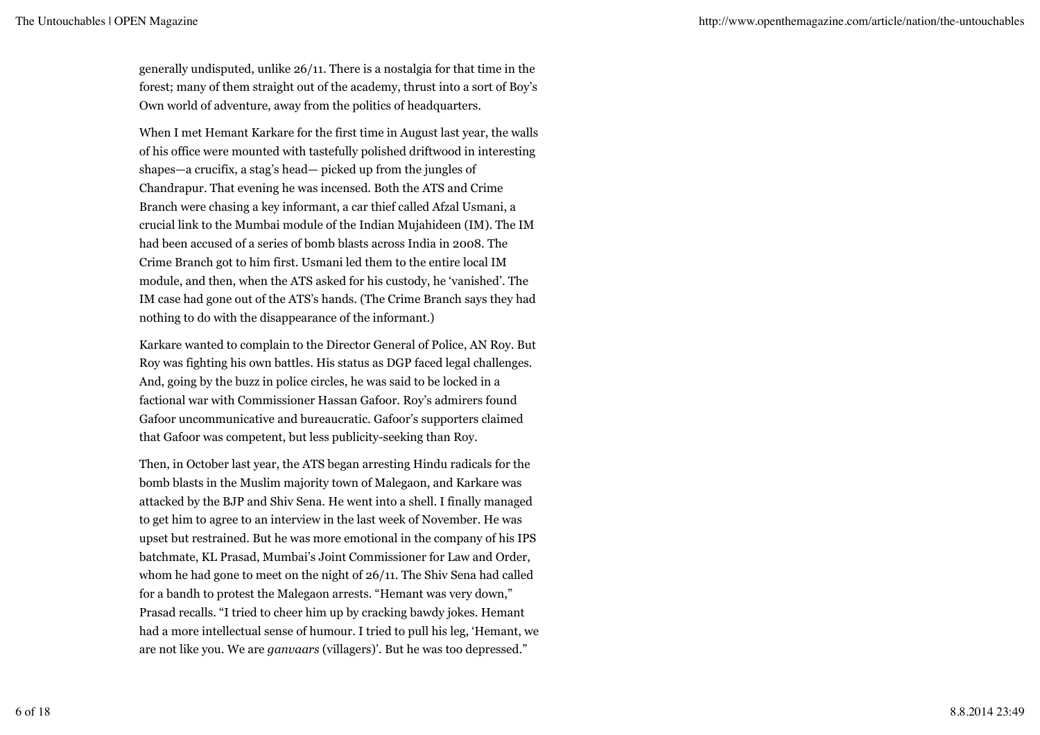generally undisputed, unlike 26/11. There is a nostalgia for that time in the forest; many of them straight out of the academy, thrust into a sort of Boy's Own world of adventure, away from the politics of headquarters.

When I met Hemant Karkare for the first time in August last year, the walls of his office were mounted with tastefully polished driftwood in interesting shapes—a crucifix, a stag's head— picked up from the jungles of Chandrapur. That evening he was incensed. Both the ATS and Crime Branch were chasing a key informant, a car thief called Afzal Usmani, a crucial link to the Mumbai module of the Indian Mujahideen (IM). The IM had been accused of a series of bomb blasts across India in 2008. The Crime Branch got to him first. Usmani led them to the entire local IM module, and then, when the ATS asked for his custody, he 'vanished'. The IM case had gone out of the ATS's hands. (The Crime Branch says they had nothing to do with the disappearance of the informant.)

Karkare wanted to complain to the Director General of Police, AN Roy. But Roy was fighting his own battles. His status as DGP faced legal challenges. And, going by the buzz in police circles, he was said to be locked in a factional war with Commissioner Hassan Gafoor. Roy's admirers found Gafoor uncommunicative and bureaucratic. Gafoor's supporters claimed that Gafoor was competent, but less publicity-seeking than Roy.

Then, in October last year, the ATS began arresting Hindu radicals for the bomb blasts in the Muslim majority town of Malegaon, and Karkare was attacked by the BJP and Shiv Sena. He went into a shell. I finally managed to get him to agree to an interview in the last week of November. He was upset but restrained. But he was more emotional in the company of his IPS batchmate, KL Prasad, Mumbai's Joint Commissioner for Law and Order, whom he had gone to meet on the night of 26/11. The Shiv Sena had called for a bandh to protest the Malegaon arrests. "Hemant was very down," Prasad recalls. "I tried to cheer him up by cracking bawdy jokes. Hemant had a more intellectual sense of humour. I tried to pull his leg, 'Hemant, we are not like you. We are *ganvaars* (villagers)'. But he was too depressed."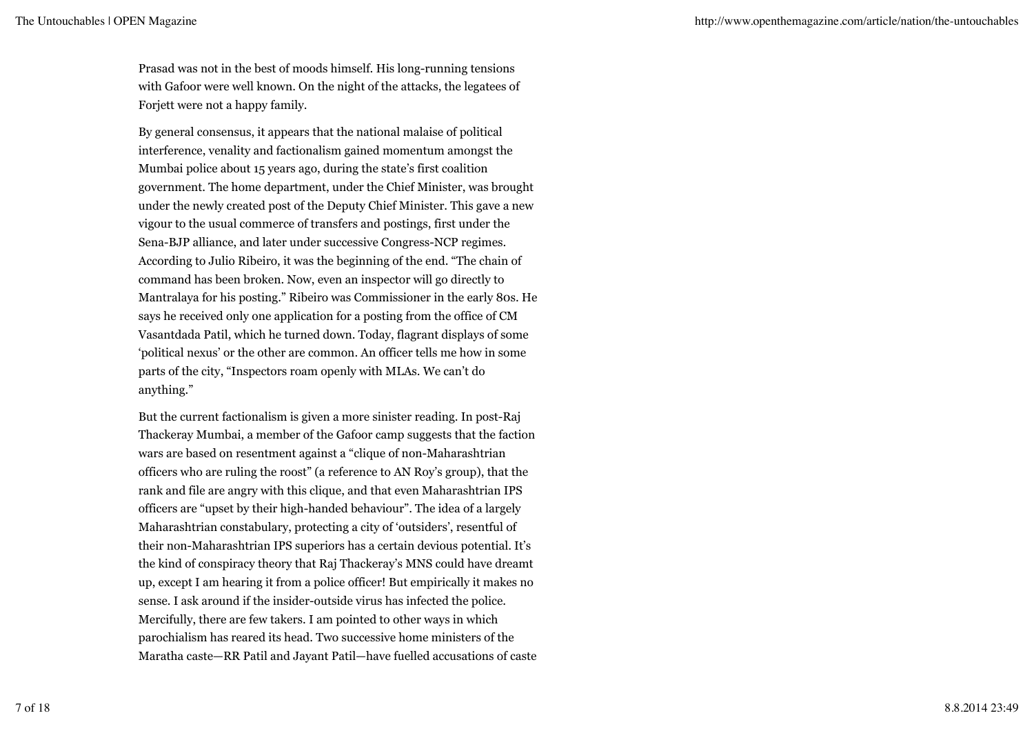Prasad was not in the best of moods himself. His long-running tensions with Gafoor were well known. On the night of the attacks, the legatees of Forjett were not a happy family.

By general consensus, it appears that the national malaise of political interference, venality and factionalism gained momentum amongst the Mumbai police about 15 years ago, during the state's first coalition government. The home department, under the Chief Minister, was brought under the newly created post of the Deputy Chief Minister. This gave a new vigour to the usual commerce of transfers and postings, first under the Sena-BJP alliance, and later under successive Congress-NCP regimes. According to Julio Ribeiro, it was the beginning of the end. "The chain of command has been broken. Now, even an inspector will go directly to Mantralaya for his posting." Ribeiro was Commissioner in the early 80s. He says he received only one application for a posting from the office of CM Vasantdada Patil, which he turned down. Today, flagrant displays of some 'political nexus' or the other are common. An officer tells me how in some parts of the city, "Inspectors roam openly with MLAs. We can't do anything."

But the current factionalism is given a more sinister reading. In post-Raj Thackeray Mumbai, a member of the Gafoor camp suggests that the faction wars are based on resentment against a "clique of non-Maharashtrian officers who are ruling the roost" (a reference to AN Roy's group), that the rank and file are angry with this clique, and that even Maharashtrian IPS officers are "upset by their high-handed behaviour". The idea of a largely Maharashtrian constabulary, protecting a city of 'outsiders', resentful of their non-Maharashtrian IPS superiors has a certain devious potential. It's the kind of conspiracy theory that Raj Thackeray's MNS could have dreamt up, except I am hearing it from a police officer! But empirically it makes no sense. I ask around if the insider-outside virus has infected the police. Mercifully, there are few takers. I am pointed to other ways in which parochialism has reared its head. Two successive home ministers of the Maratha caste—RR Patil and Jayant Patil—have fuelled accusations of caste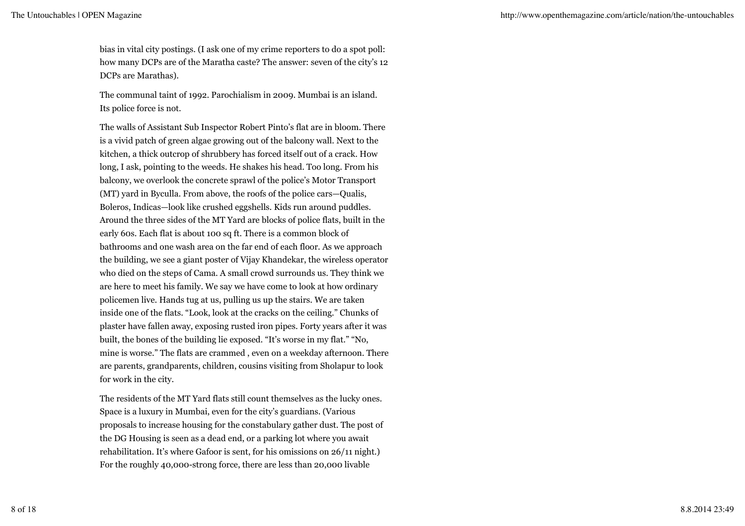bias in vital city postings. (I ask one of my crime reporters to do a spot poll: how many DCPs are of the Maratha caste? The answer: seven of the city's 12 DCPs are Marathas).

The communal taint of 1992. Parochialism in 2009. Mumbai is an island. Its police force is not.

The walls of Assistant Sub Inspector Robert Pinto's flat are in bloom. There is a vivid patch of green algae growing out of the balcony wall. Next to the kitchen, a thick outcrop of shrubbery has forced itself out of a crack. How long, I ask, pointing to the weeds. He shakes his head. Too long. From his balcony, we overlook the concrete sprawl of the police's Motor Transport (MT) yard in Byculla. From above, the roofs of the police cars—Qualis, Boleros, Indicas—look like crushed eggshells. Kids run around puddles. Around the three sides of the MT Yard are blocks of police flats, built in the early 60s. Each flat is about 100 sq ft. There is a common block of bathrooms and one wash area on the far end of each floor. As we approach the building, we see a giant poster of Vijay Khandekar, the wireless operator who died on the steps of Cama. A small crowd surrounds us. They think we are here to meet his family. We say we have come to look at how ordinary policemen live. Hands tug at us, pulling us up the stairs. We are taken inside one of the flats. "Look, look at the cracks on the ceiling." Chunks of plaster have fallen away, exposing rusted iron pipes. Forty years after it was built, the bones of the building lie exposed. "It's worse in my flat." "No, mine is worse." The flats are crammed , even on a weekday afternoon. There are parents, grandparents, children, cousins visiting from Sholapur to look for work in the city.

The residents of the MT Yard flats still count themselves as the lucky ones. Space is a luxury in Mumbai, even for the city's guardians. (Various proposals to increase housing for the constabulary gather dust. The post of the DG Housing is seen as a dead end, or a parking lot where you await rehabilitation. It's where Gafoor is sent, for his omissions on 26/11 night.) For the roughly 40,000-strong force, there are less than 20,000 livable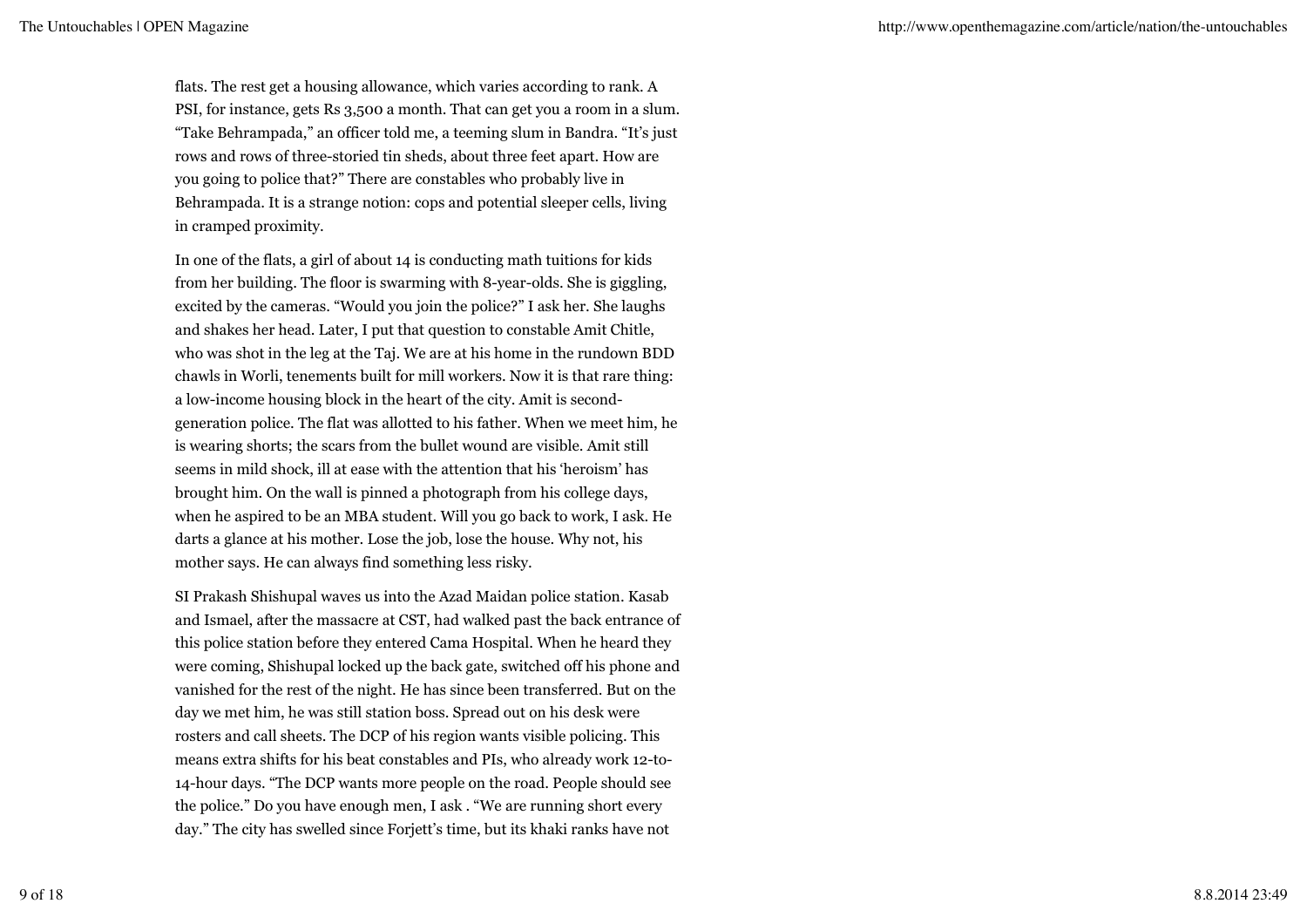flats. The rest get a housing allowance, which varies according to rank. A PSI, for instance, gets Rs 3,500 a month. That can get you a room in a slum. "Take Behrampada," an officer told me, a teeming slum in Bandra. "It's just rows and rows of three-storied tin sheds, about three feet apart. How are you going to police that?" There are constables who probably live in Behrampada. It is a strange notion: cops and potential sleeper cells, living in cramped proximity.

In one of the flats, a girl of about 14 is conducting math tuitions for kids from her building. The floor is swarming with 8-year-olds. She is giggling, excited by the cameras. "Would you join the police?" I ask her. She laughs and shakes her head. Later, I put that question to constable Amit Chitle, who was shot in the leg at the Taj. We are at his home in the rundown BDD chawls in Worli, tenements built for mill workers. Now it is that rare thing: a low-income housing block in the heart of the city. Amit is second-generation police. The flat was allotted to his father. When we meet him, he is wearing shorts; the scars from the bullet wound are visible. Amit still seems in mild shock, ill at ease with the attention that his 'heroism' has brought him. On the wall is pinned a photograph from his college days, when he aspired to be an MBA student. Will you go back to work, I ask. He darts a glance at his mother. Lose the job, lose the house. Why not, his mother says. He can always find something less risky.

SI Prakash Shishupal waves us into the Azad Maidan police station. Kasab and Ismael, after the massacre at CST, had walked past the back entrance of this police station before they entered Cama Hospital. When he heard they were coming, Shishupal locked up the back gate, switched off his phone and vanished for the rest of the night. He has since been transferred. But on the day we met him, he was still station boss. Spread out on his desk were rosters and call sheets. The DCP of his region wants visible policing. This means extra shifts for his beat constables and PIs, who already work 12-to-14-hour days. "The DCP wants more people on the road. People should see the police." Do you have enough men, I ask . "We are running short every day." The city has swelled since Forjett's time, but its khaki ranks have not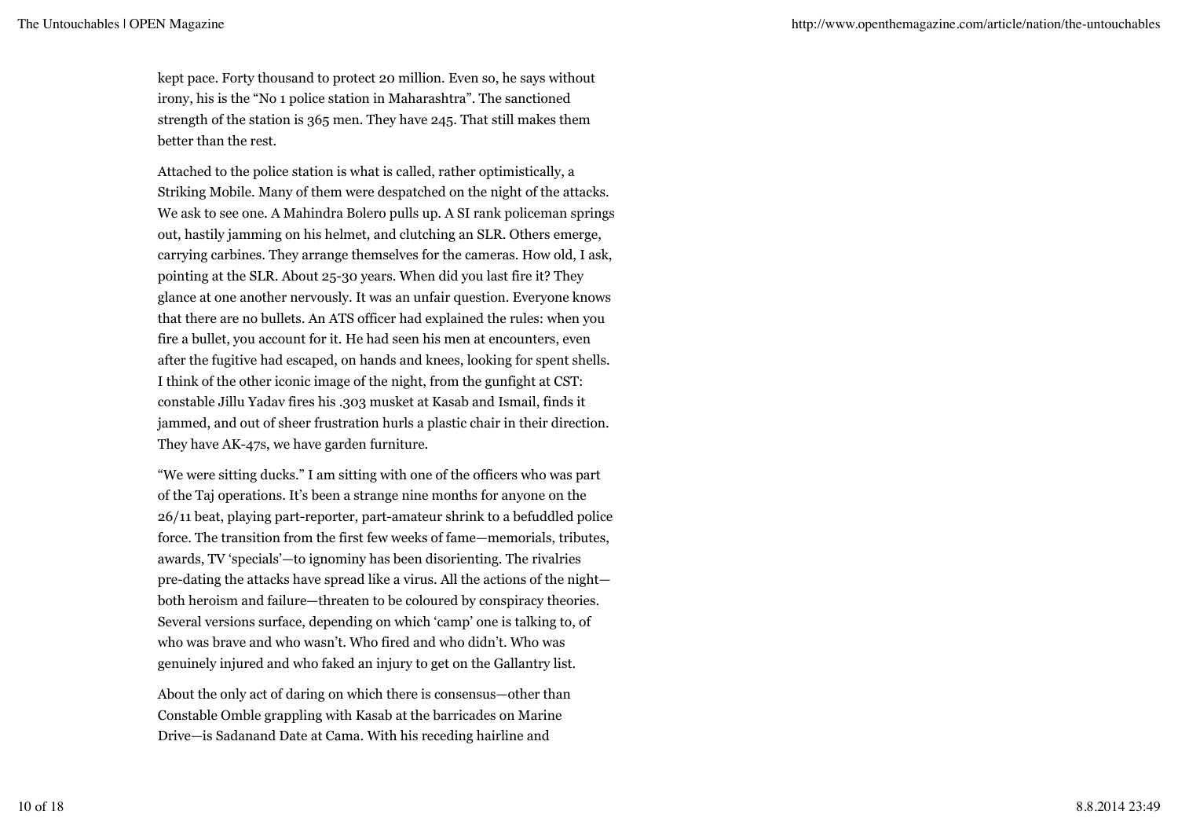kept pace. Forty thousand to protect 20 million. Even so, he says without irony, his is the "No 1 police station in Maharashtra". The sanctioned strength of the station is 365 men. They have 245. That still makes them better than the rest.

Attached to the police station is what is called, rather optimistically, a Striking Mobile. Many of them were despatched on the night of the attacks. We ask to see one. A Mahindra Bolero pulls up. A SI rank policeman springs out, hastily jamming on his helmet, and clutching an SLR. Others emerge, carrying carbines. They arrange themselves for the cameras. How old, I ask, pointing at the SLR. About 25-30 years. When did you last fire it? They glance at one another nervously. It was an unfair question. Everyone knows that there are no bullets. An ATS officer had explained the rules: when you fire a bullet, you account for it. He had seen his men at encounters, even after the fugitive had escaped, on hands and knees, looking for spent shells. I think of the other iconic image of the night, from the gunfight at CST: constable Jillu Yadav fires his .303 musket at Kasab and Ismail, finds it jammed, and out of sheer frustration hurls a plastic chair in their direction. They have AK-47s, we have garden furniture.

"We were sitting ducks." I am sitting with one of the officers who was part of the Taj operations. It's been a strange nine months for anyone on the 26/11 beat, playing part-reporter, part-amateur shrink to a befuddled police force. The transition from the first few weeks of fame—memorials, tributes, awards, TV 'specials'—to ignominy has been disorienting. The rivalries pre-dating the attacks have spread like a virus. All the actions of the night—both heroism and failure—threaten to be coloured by conspiracy theories. Several versions surface, depending on which 'camp' one is talking to, of who was brave and who wasn't. Who fired and who didn't. Who was genuinely injured and who faked an injury to get on the Gallantry list.

About the only act of daring on which there is consensus—other than Constable Omble grappling with Kasab at the barricades on Marine Drive—is Sadanand Date at Cama. With his receding hairline and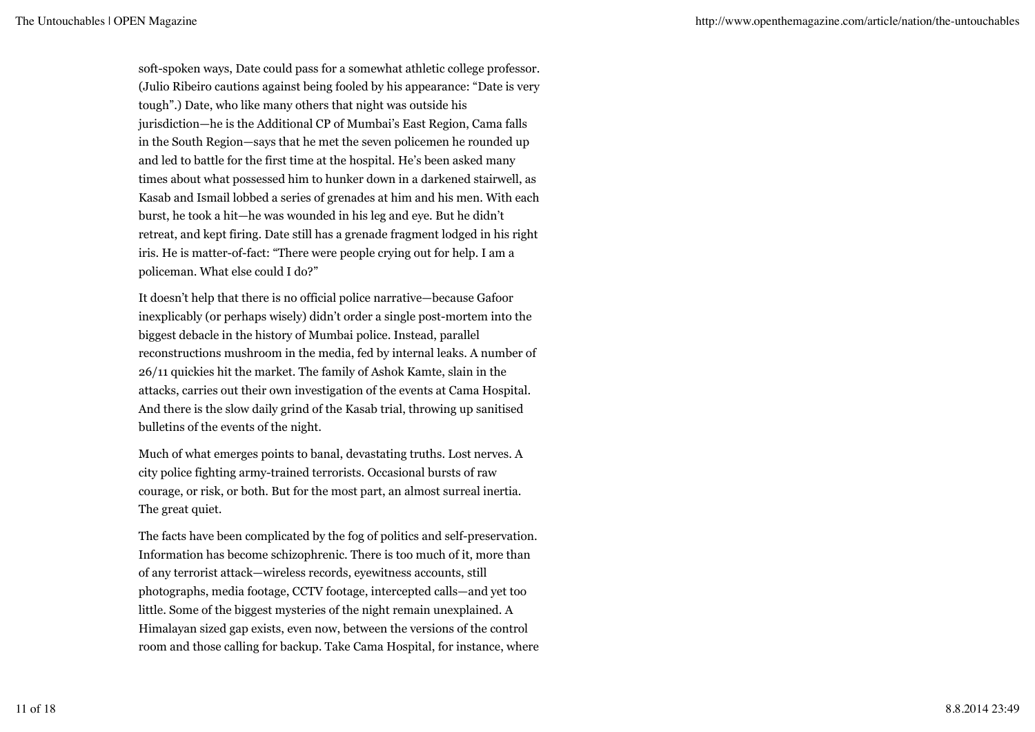soft-spoken ways, Date could pass for a somewhat athletic college professor. (Julio Ribeiro cautions against being fooled by his appearance: “Date is very tough”.) Date, who like many others that night was outside his jurisdiction—he is the Additional CP of Mumbai’s East Region, Cama falls in the South Region—says that he met the seven policemen he rounded up and led to battle for the first time at the hospital. He’s been asked many times about what possessed him to hunker down in a darkened stairwell, as Kasab and Ismail lobbed a series of grenades at him and his men. With each burst, he took a hit—he was wounded in his leg and eye. But he didn’t retreat, and kept firing. Date still has a grenade fragment lodged in his right iris. He is matter-of-fact: “There were people crying out for help. I am a policeman. What else could I do?”

It doesn’t help that there is no official police narrative—because Gafoor inexplicably (or perhaps wisely) didn’t order a single post-mortem into the biggest debacle in the history of Mumbai police. Instead, parallel reconstructions mushroom in the media, fed by internal leaks. A number of 26/11 quickies hit the market. The family of Ashok Kamte, slain in the attacks, carries out their own investigation of the events at Cama Hospital. And there is the slow daily grind of the Kasab trial, throwing up sanitised bulletins of the events of the night.

Much of what emerges points to banal, devastating truths. Lost nerves. A city police fighting army-trained terrorists. Occasional bursts of raw courage, or risk, or both. But for the most part, an almost surreal inertia. The great quiet.

The facts have been complicated by the fog of politics and self-preservation. Information has become schizophrenic. There is too much of it, more than of any terrorist attack—wireless records, eyewitness accounts, still photographs, media footage, CCTV footage, intercepted calls—and yet too little. Some of the biggest mysteries of the night remain unexplained. A Himalayan sized gap exists, even now, between the versions of the control room and those calling for backup. Take Cama Hospital, for instance, where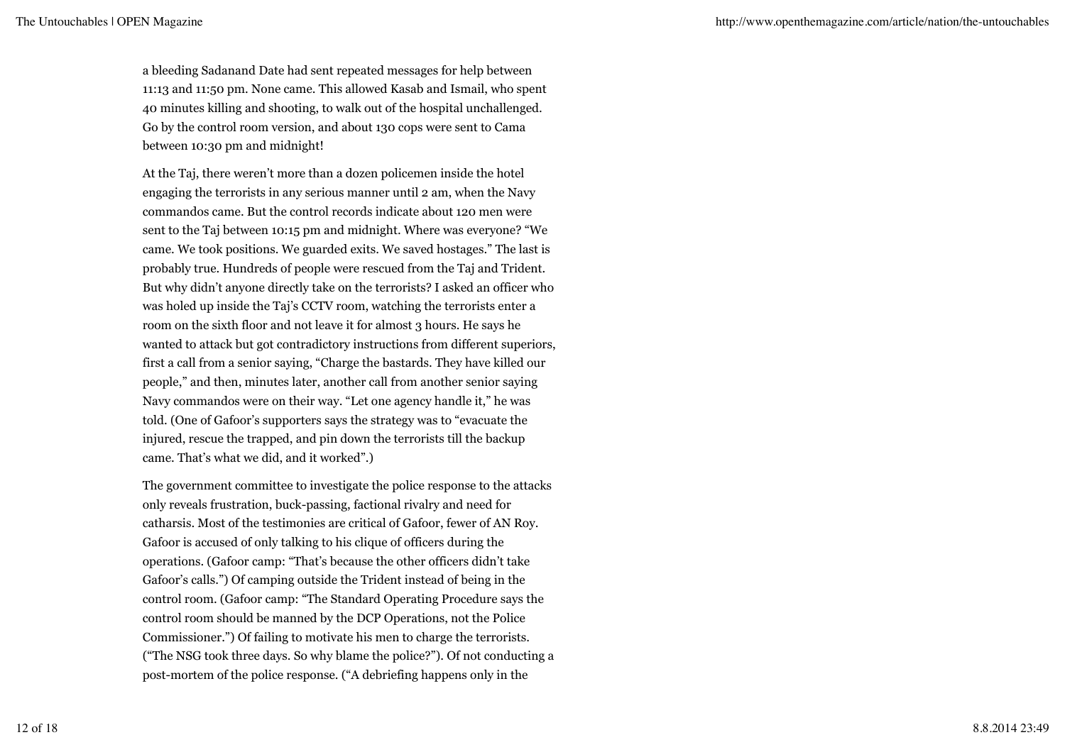a bleeding Sadanand Date had sent repeated messages for help between 11:13 and 11:50 pm. None came. This allowed Kasab and Ismail, who spent 40 minutes killing and shooting, to walk out of the hospital unchallenged. Go by the control room version, and about 130 cops were sent to Cama between 10:30 pm and midnight!

At the Taj, there weren't more than a dozen policemen inside the hotel engaging the terrorists in any serious manner until 2 am, when the Navy commandos came. But the control records indicate about 120 men were sent to the Taj between 10:15 pm and midnight. Where was everyone? "We came. We took positions. We guarded exits. We saved hostages." The last is probably true. Hundreds of people were rescued from the Taj and Trident. But why didn't anyone directly take on the terrorists? I asked an officer who was holed up inside the Taj's CCTV room, watching the terrorists enter a room on the sixth floor and not leave it for almost 3 hours. He says he wanted to attack but got contradictory instructions from different superiors, first a call from a senior saying, "Charge the bastards. They have killed our people," and then, minutes later, another call from another senior saying Navy commandos were on their way. "Let one agency handle it," he was told. (One of Gafoor's supporters says the strategy was to "evacuate the injured, rescue the trapped, and pin down the terrorists till the backup came. That's what we did, and it worked".)

The government committee to investigate the police response to the attacks only reveals frustration, buck-passing, factional rivalry and need for catharsis. Most of the testimonies are critical of Gafoor, fewer of AN Roy. Gafoor is accused of only talking to his clique of officers during the operations. (Gafoor camp: "That's because the other officers didn't take Gafoor's calls.") Of camping outside the Trident instead of being in the control room. (Gafoor camp: "The Standard Operating Procedure says the control room should be manned by the DCP Operations, not the Police Commissioner.") Of failing to motivate his men to charge the terrorists. ("The NSG took three days. So why blame the police?"). Of not conducting a post-mortem of the police response. ("A debriefing happens only in the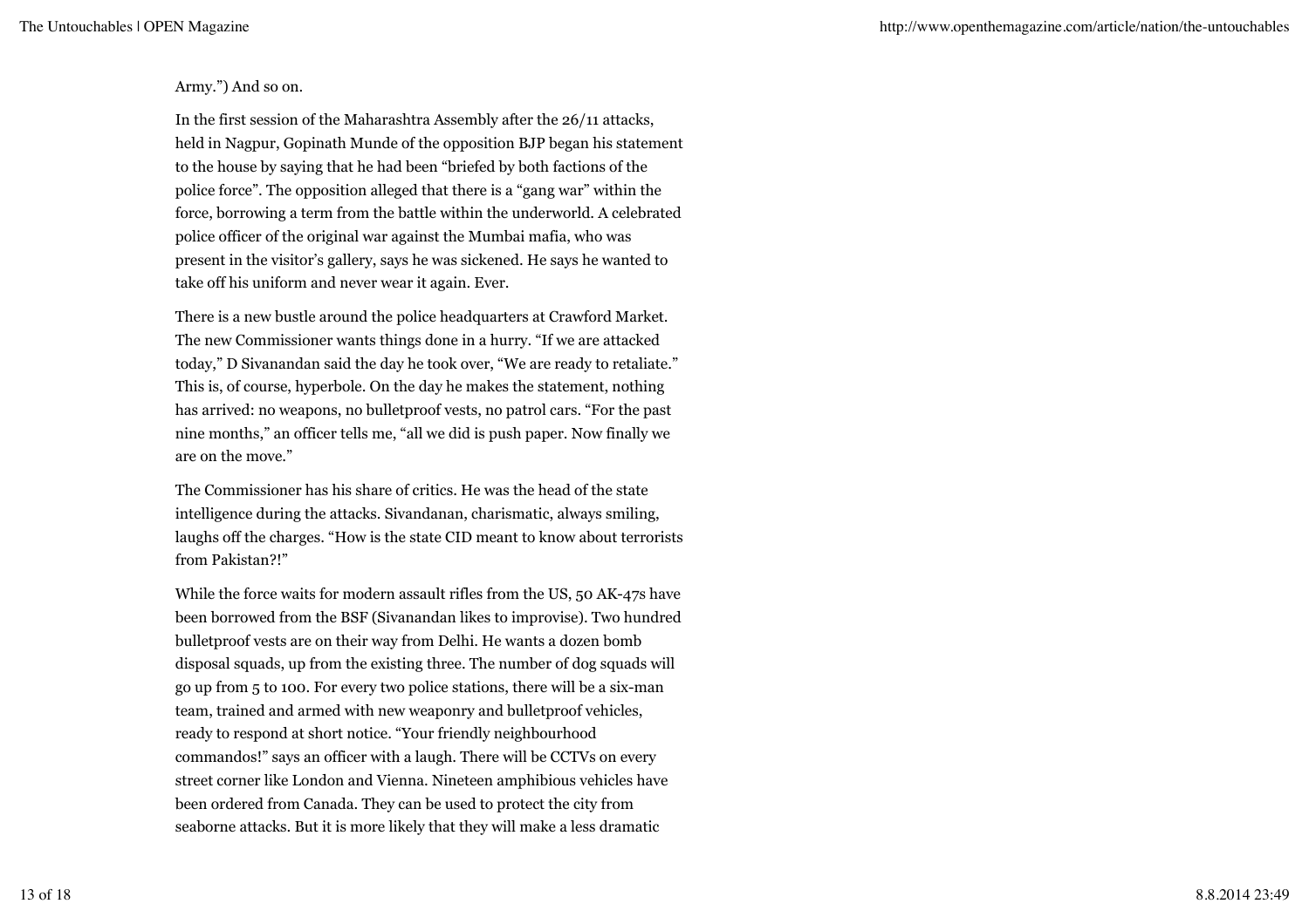Army.") And so on.

In the first session of the Maharashtra Assembly after the 26/11 attacks, held in Nagpur, Gopinath Munde of the opposition BJP began his statement to the house by saying that he had been "briefed by both factions of the police force". The opposition alleged that there is a "gang war" within the force, borrowing a term from the battle within the underworld. A celebrated police officer of the original war against the Mumbai mafia, who was present in the visitor's gallery, says he was sickened. He says he wanted to take off his uniform and never wear it again. Ever.

There is a new bustle around the police headquarters at Crawford Market. The new Commissioner wants things done in a hurry. "If we are attacked today," D Sivanandan said the day he took over, "We are ready to retaliate." This is, of course, hyperbole. On the day he makes the statement, nothing has arrived: no weapons, no bulletproof vests, no patrol cars. "For the past nine months," an officer tells me, "all we did is push paper. Now finally we are on the move."

The Commissioner has his share of critics. He was the head of the state intelligence during the attacks. Sivandanan, charismatic, always smiling, laughs off the charges. "How is the state CID meant to know about terrorists from Pakistan?!"

While the force waits for modern assault rifles from the US, 50 AK-47s have been borrowed from the BSF (Sivanandan likes to improvise). Two hundred bulletproof vests are on their way from Delhi. He wants a dozen bomb disposal squads, up from the existing three. The number of dog squads will go up from 5 to 100. For every two police stations, there will be a six-man team, trained and armed with new weaponry and bulletproof vehicles, ready to respond at short notice. "Your friendly neighbourhood commandos!" says an officer with a laugh. There will be CCTVs on every street corner like London and Vienna. Nineteen amphibious vehicles have been ordered from Canada. They can be used to protect the city from seaborne attacks. But it is more likely that they will make a less dramatic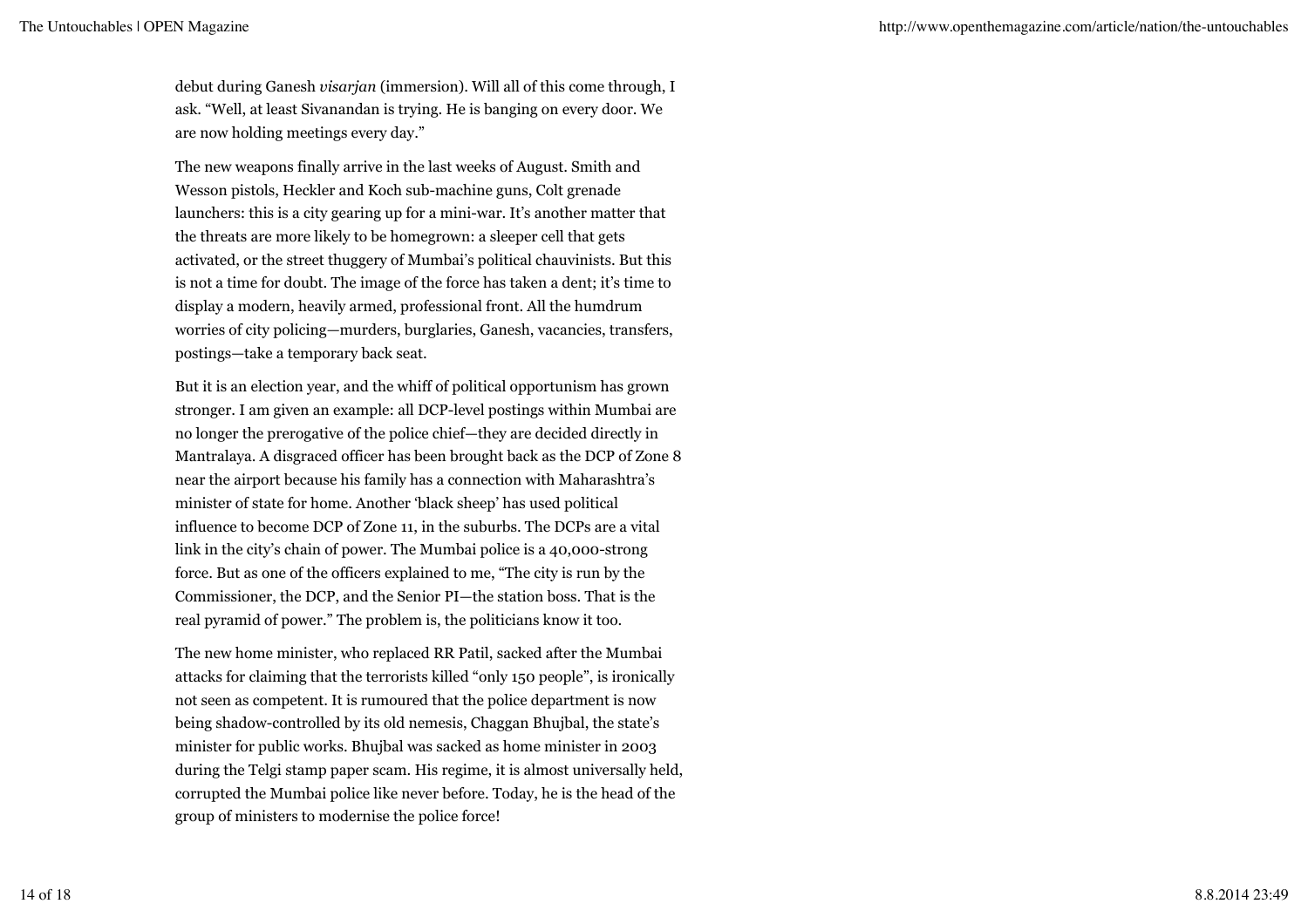debut during Ganesh *visarjan* (immersion). Will all of this come through, I ask. "Well, at least Sivanandan is trying. He is banging on every door. We are now holding meetings every day."

The new weapons finally arrive in the last weeks of August. Smith and Wesson pistols, Heckler and Koch sub-machine guns, Colt grenade launchers: this is a city gearing up for a mini-war. It's another matter that the threats are more likely to be homegrown: a sleeper cell that gets activated, or the street thuggery of Mumbai's political chauvinists. But this is not a time for doubt. The image of the force has taken a dent; it's time to display a modern, heavily armed, professional front. All the humdrum worries of city policing—murders, burglaries, Ganesh, vacancies, transfers, postings—take a temporary back seat.

But it is an election year, and the whiff of political opportunism has grown stronger. I am given an example: all DCP-level postings within Mumbai are no longer the prerogative of the police chief—they are decided directly in Mantralaya. A disgraced officer has been brought back as the DCP of Zone 8 near the airport because his family has a connection with Maharashtra's minister of state for home. Another 'black sheep' has used political influence to become DCP of Zone 11, in the suburbs. The DCPs are a vital link in the city's chain of power. The Mumbai police is a 40,000-strong force. But as one of the officers explained to me, "The city is run by the Commissioner, the DCP, and the Senior PI—the station boss. That is the real pyramid of power." The problem is, the politicians know it too.

The new home minister, who replaced RR Patil, sacked after the Mumbai attacks for claiming that the terrorists killed "only 150 people", is ironically not seen as competent. It is rumoured that the police department is now being shadow-controlled by its old nemesis, Chaggan Bhujbal, the state's minister for public works. Bhujbal was sacked as home minister in 2003 during the Telgi stamp paper scam. His regime, it is almost universally held, corrupted the Mumbai police like never before. Today, he is the head of the group of ministers to modernise the police force!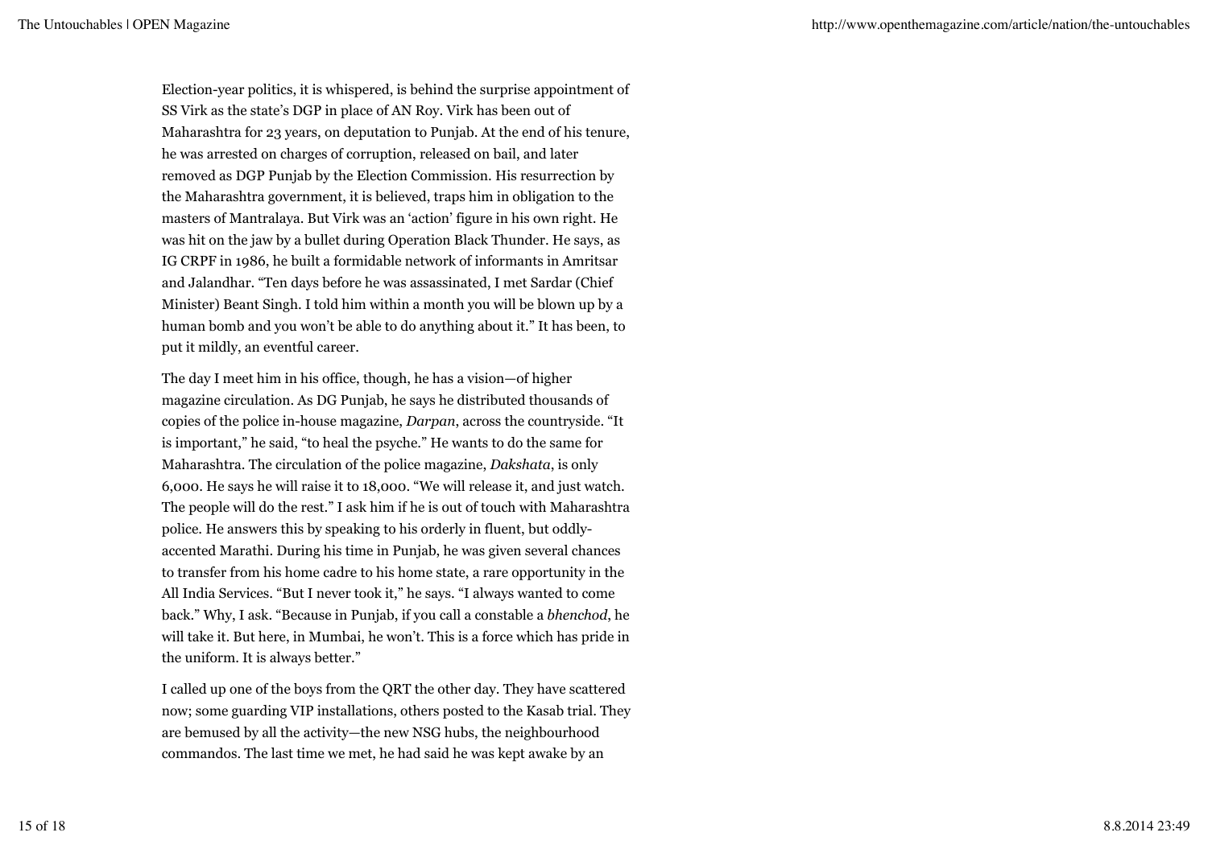Election-year politics, it is whispered, is behind the surprise appointment of SS Virk as the state's DGP in place of AN Roy. Virk has been out of Maharashtra for 23 years, on deputation to Punjab. At the end of his tenure, he was arrested on charges of corruption, released on bail, and later removed as DGP Punjab by the Election Commission. His resurrection by the Maharashtra government, it is believed, traps him in obligation to the masters of Mantralaya. But Virk was an 'action' figure in his own right. He was hit on the jaw by a bullet during Operation Black Thunder. He says, as IG CRPF in 1986, he built a formidable network of informants in Amritsar and Jalandhar. "Ten days before he was assassinated, I met Sardar (Chief Minister) Beant Singh. I told him within a month you will be blown up by a human bomb and you won't be able to do anything about it." It has been, to put it mildly, an eventful career.

The day I meet him in his office, though, he has a vision—of higher magazine circulation. As DG Punjab, he says he distributed thousands of copies of the police in-house magazine, *Darpan*, across the countryside. "It is important," he said, "to heal the psyche." He wants to do the same for Maharashtra. The circulation of the police magazine, *Dakshata*, is only 6,000. He says he will raise it to 18,000. "We will release it, and just watch. The people will do the rest." I ask him if he is out of touch with Maharashtra police. He answers this by speaking to his orderly in fluent, but oddly-accented Marathi. During his time in Punjab, he was given several chances to transfer from his home cadre to his home state, a rare opportunity in the All India Services. "But I never took it," he says. "I always wanted to come back." Why, I ask. "Because in Punjab, if you call a constable a *bhenchod*, he will take it. But here, in Mumbai, he won't. This is a force which has pride in the uniform. It is always better."

I called up one of the boys from the QRT the other day. They have scattered now; some guarding VIP installations, others posted to the Kasab trial. They are bemused by all the activity—the new NSG hubs, the neighbourhood commandos. The last time we met, he had said he was kept awake by an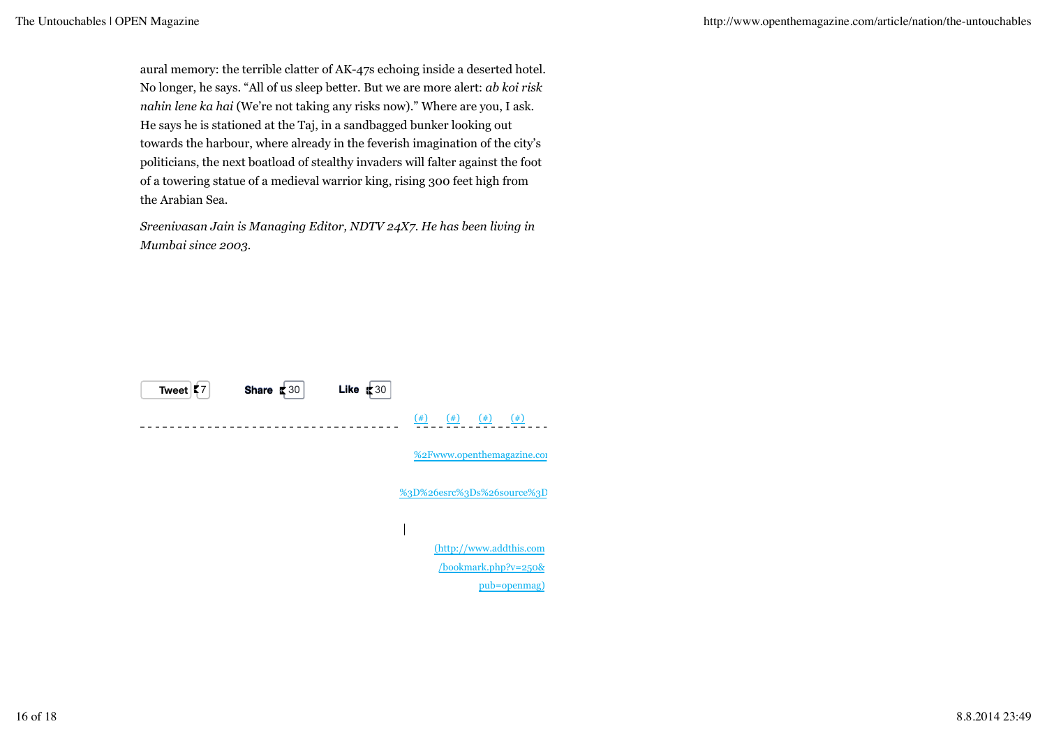aural memory: the terrible clatter of AK-47s echoing inside a deserted hotel. No longer, he says. “All of us sleep better. But we are more alert: *ab koi risk nahin lene ka hai* (We’re not taking any risks now).” Where are you, I ask. He says he is stationed at the Taj, in a sandbagged bunker looking out towards the harbour, where already in the feverish imagination of the city’s politicians, the next boatload of stealthy invaders will falter against the foot of a towering statue of a medieval warrior king, rising 300 feet high from the Arabian Sea.

*Sreenivasan Jain is Managing Editor, NDTV 24X7. He has been living in Mumbai since 2003.*

Tweet 7 Share 30 Like 30

(#) (#) (#) (#)

%2Fwww.openthemagazine.co

%3D%26esrc%3Ds%26source%3D

(http://www.addthis.com/bookmark.php?v=250&pub=openmag)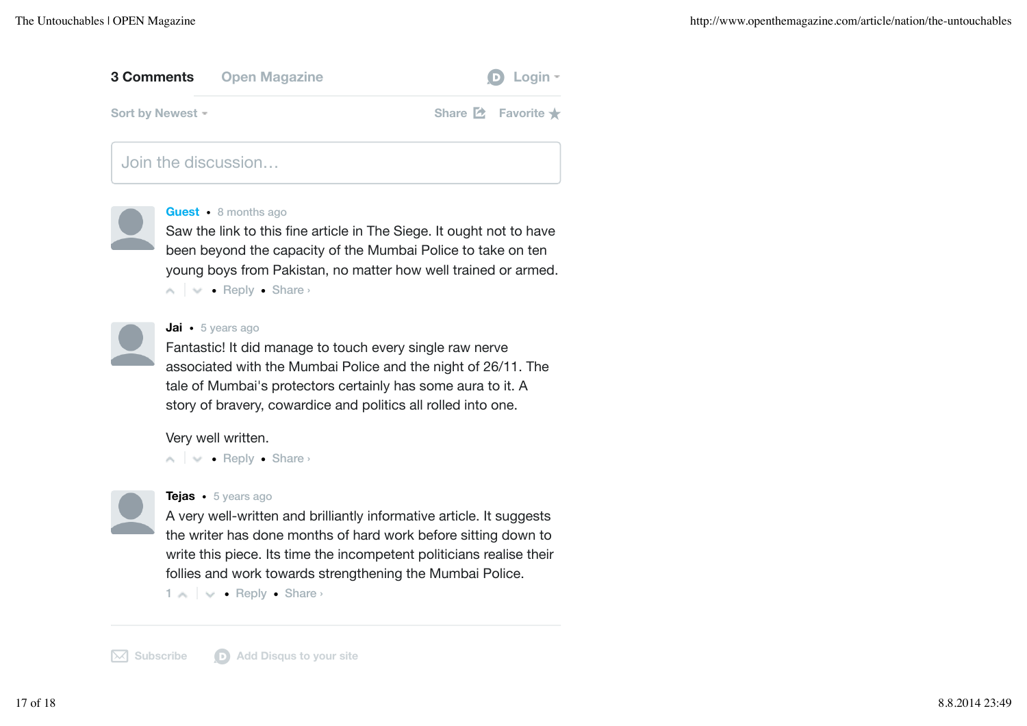**3 Comments** Open Magazine Login

Sort by Newest Share Favorite

Join the discussion…

**Guest** • 8 months ago

Saw the link to this fine article in The Siege. It ought not to have been beyond the capacity of the Mumbai Police to take on ten young boys from Pakistan, no matter how well trained or armed.

• Reply • Share ›

**Jai** • 5 years ago

Fantastic! It did manage to touch every single raw nerve associated with the Mumbai Police and the night of 26/11. The tale of Mumbai's protectors certainly has some aura to it. A story of bravery, cowardice and politics all rolled into one.

Very well written.

• Reply • Share ›

**Tejas** • 5 years ago

A very well-written and brilliantly informative article. It suggests the writer has done months of hard work before sitting down to write this piece. Its time the incompetent politicians realise their follies and work towards strengthening the Mumbai Police.

1 • Reply • Share ›

Subscribe Add Disqus to your site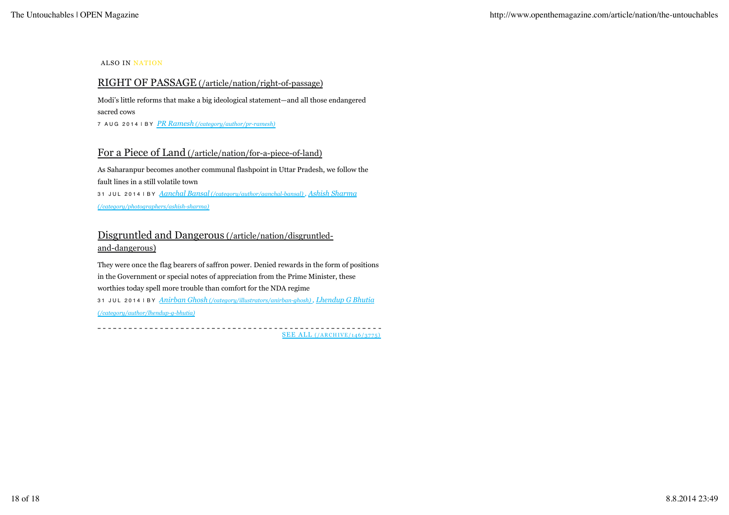ALSO IN NATION

## RIGHT OF PASSAGE (/article/nation/right-of-passage)

Modi's little reforms that make a big ideological statement—and all those endangered sacred cows

7 AUG 2014 | BY *PR Ramesh (/category/author/pr-ramesh)*

## For a Piece of Land (/article/nation/for-a-piece-of-land)

As Saharanpur becomes another communal flashpoint in Uttar Pradesh, we follow the fault lines in a still volatile town

31 JUL 2014 | BY *Aanchal Bansal (/category/author/aanchal-bansal)* , *Ashish Sharma (/category/photographers/ashish-sharma)*

## Disgruntled and Dangerous (/article/nation/disgruntled-and-dangerous)

They were once the flag bearers of saffron power. Denied rewards in the form of positions in the Government or special notes of appreciation from the Prime Minister, these worthies today spell more trouble than comfort for the NDA regime

31 JUL 2014 | BY *Anirban Ghosh (/category/illustrators/anirban-ghosh)* , *Lhendup G Bhutia (/category/author/lhendup-g-bhutia)*

SEE ALL (/ARCHIVE/146/3775)